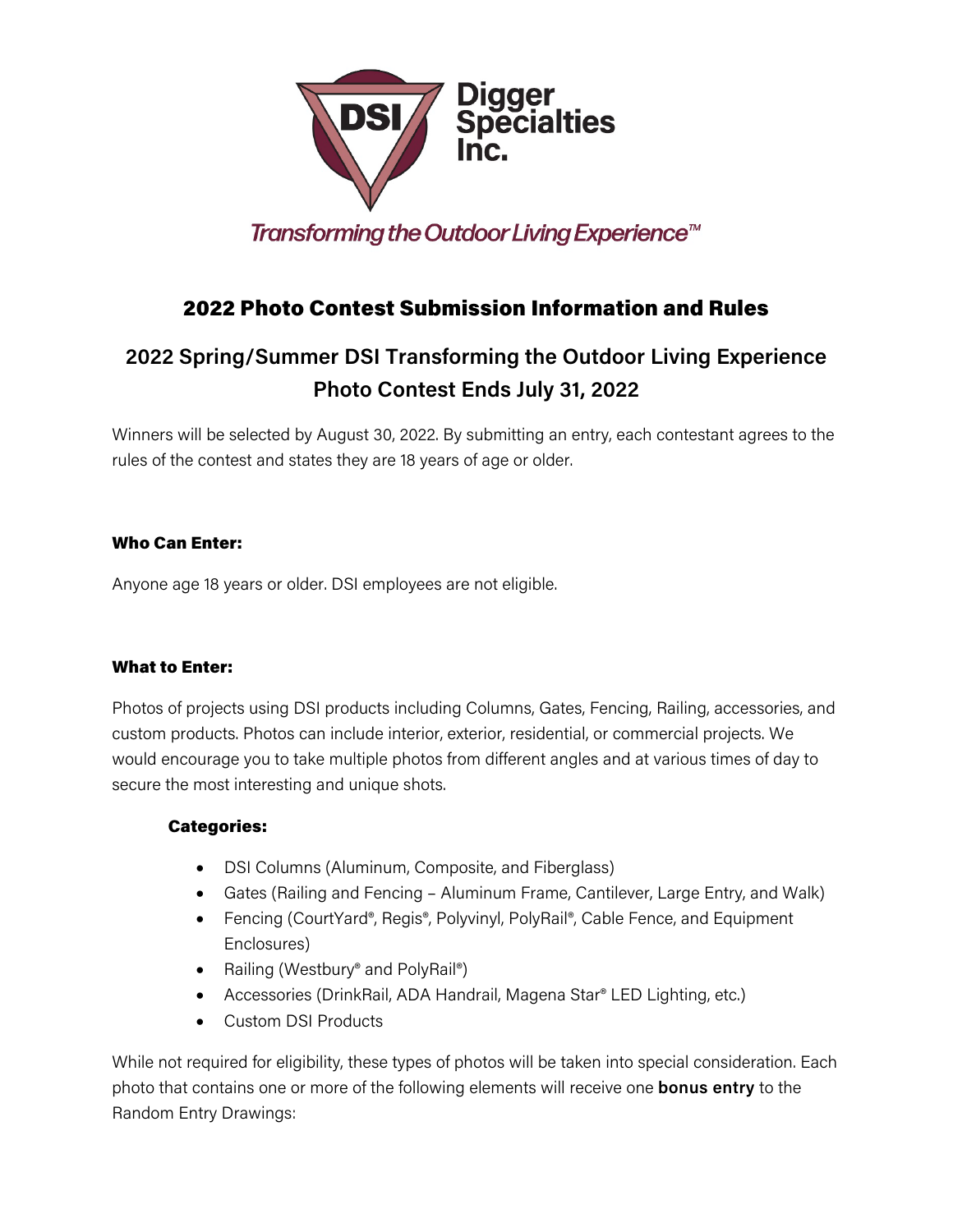Digger Specialties Inc.

*Transforming the Outdoor Living Experience™*

# 2022 Photo Contest Submission Information and Rules

## 2022 Spring/Summer DSI Transforming the Outdoor Living Experience Photo Contest Ends July 31, 2022

Winners will be selected by August 30, 2022. By submitting an entry, each contestant agrees to the rules of the contest and states they are 18 years of age or older.

### Who Can Enter:

Anyone age 18 years or older. DSI employees are not eligible.

### What to Enter:

Photos of projects using DSI products including Columns, Gates, Fencing, Railing, accessories, and custom products. Photos can include interior, exterior, residential, or commercial projects. We would encourage you to take multiple photos from different angles and at various times of day to secure the most interesting and unique shots.

#### Categories:

- DSI Columns (Aluminum, Composite, and Fiberglass)
- Gates (Railing and Fencing – Aluminum Frame, Cantilever, Large Entry, and Walk)
- Fencing (CourtYard®, Regis®, Polyvinyl, PolyRail®, Cable Fence, and Equipment Enclosures)
- Railing (Westbury® and PolyRail®)
- Accessories (DrinkRail, ADA Handrail, Magena Star® LED Lighting, etc.)
- Custom DSI Products

While not required for eligibility, these types of photos will be taken into special consideration. Each photo that contains one or more of the following elements will receive one **bonus entry** to the Random Entry Drawings: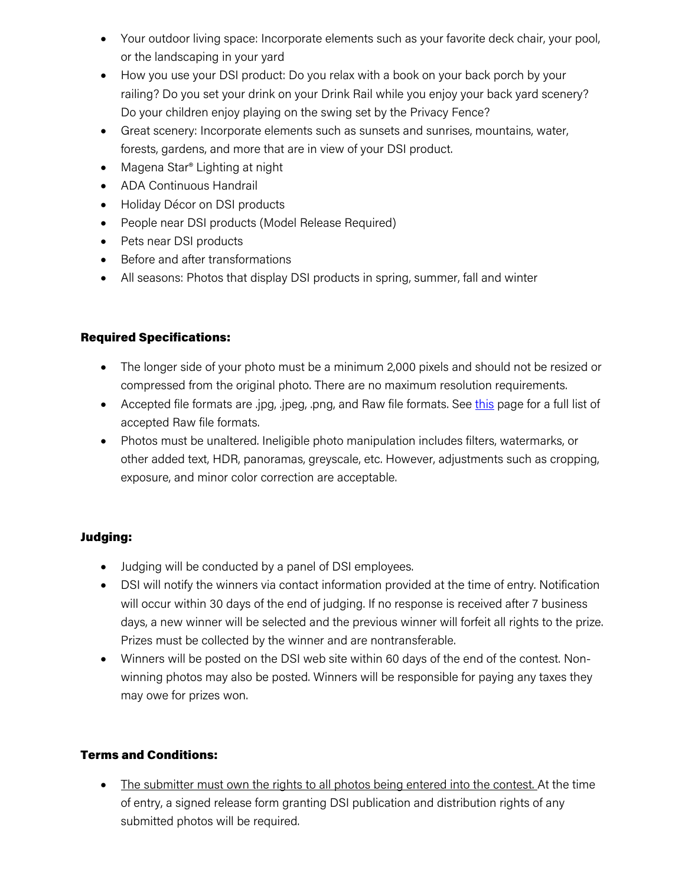- Your outdoor living space: Incorporate elements such as your favorite deck chair, your pool, or the landscaping in your yard
- How you use your DSI product: Do you relax with a book on your back porch by your railing? Do you set your drink on your Drink Rail while you enjoy your back yard scenery? Do your children enjoy playing on the swing set by the Privacy Fence?
- Great scenery: Incorporate elements such as sunsets and sunrises, mountains, water, forests, gardens, and more that are in view of your DSI product.
- Magena Star® Lighting at night
- ADA Continuous Handrail
- Holiday Décor on DSI products
- People near DSI products (Model Release Required)
- Pets near DSI products
- Before and after transformations
- All seasons: Photos that display DSI products in spring, summer, fall and winter

**Required Specifications:**

- The longer side of your photo must be a minimum 2,000 pixels and should not be resized or compressed from the original photo. There are no maximum resolution requirements.
- Accepted file formats are .jpg, .jpeg, .png, and Raw file formats. See [this]() page for a full list of accepted Raw file formats.
- Photos must be unaltered. Ineligible photo manipulation includes filters, watermarks, or other added text, HDR, panoramas, greyscale, etc. However, adjustments such as cropping, exposure, and minor color correction are acceptable.

**Judging:**

- Judging will be conducted by a panel of DSI employees.
- DSI will notify the winners via contact information provided at the time of entry. Notification will occur within 30 days of the end of judging. If no response is received after 7 business days, a new winner will be selected and the previous winner will forfeit all rights to the prize. Prizes must be collected by the winner and are nontransferable.
- Winners will be posted on the DSI web site within 60 days of the end of the contest. Non-winning photos may also be posted. Winners will be responsible for paying any taxes they may owe for prizes won.

**Terms and Conditions:**

- <u>The submitter must own the rights to all photos being entered into the contest.</u> At the time of entry, a signed release form granting DSI publication and distribution rights of any submitted photos will be required.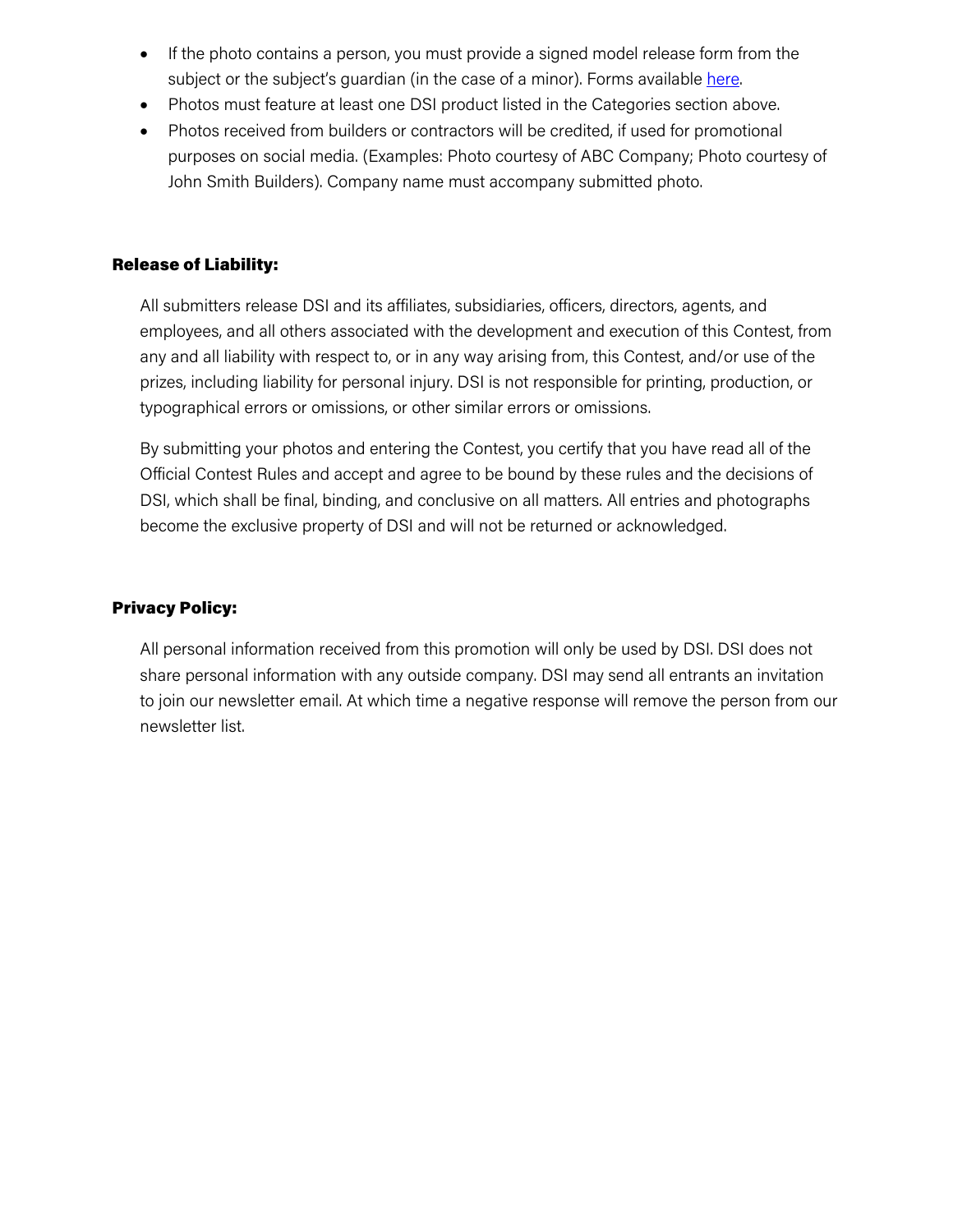- If the photo contains a person, you must provide a signed model release form from the subject or the subject's guardian (in the case of a minor). Forms available here.
- Photos must feature at least one DSI product listed in the Categories section above.
- Photos received from builders or contractors will be credited, if used for promotional purposes on social media. (Examples: Photo courtesy of ABC Company; Photo courtesy of John Smith Builders). Company name must accompany submitted photo.

**Release of Liability:**

All submitters release DSI and its affiliates, subsidiaries, officers, directors, agents, and employees, and all others associated with the development and execution of this Contest, from any and all liability with respect to, or in any way arising from, this Contest, and/or use of the prizes, including liability for personal injury. DSI is not responsible for printing, production, or typographical errors or omissions, or other similar errors or omissions.

By submitting your photos and entering the Contest, you certify that you have read all of the Official Contest Rules and accept and agree to be bound by these rules and the decisions of DSI, which shall be final, binding, and conclusive on all matters. All entries and photographs become the exclusive property of DSI and will not be returned or acknowledged.

**Privacy Policy:**

All personal information received from this promotion will only be used by DSI. DSI does not share personal information with any outside company. DSI may send all entrants an invitation to join our newsletter email. At which time a negative response will remove the person from our newsletter list.